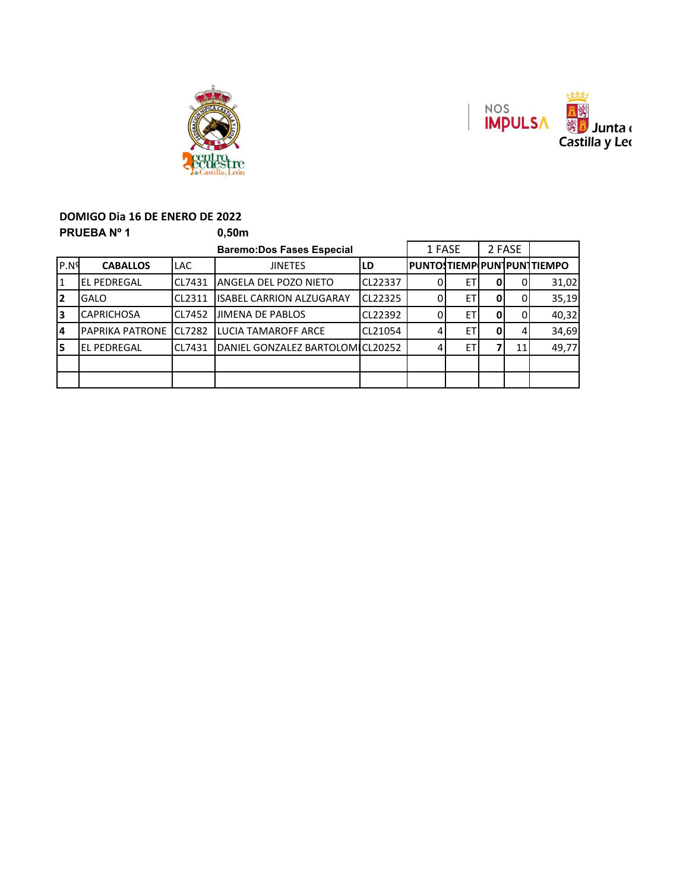**DOMIGO Dia 16 DE ENERO DE 2022**

**PRUEBA Nº 1** **0,50m**

| | | | **Baremo:Dos Fases Especial** | | 1 FASE | | 2 FASE | | |
|---|---|---|---|---|---|---|---|---|---|
| P.Nº | **CABALLOS** | LAC | JINETES | **LD** | **PUNTOS** | **TIEMPO** | **PUNT** | **PUNT** | **TIEMPO** |
| **1** | EL PEDREGAL | CL7431 | ANGELA DEL POZO NIETO | CL22337 | 0 | ET | **0** | 0 | 31,02 |
| **2** | GALO | CL2311 | ISABEL CARRION ALZUGARAY | CL22325 | 0 | ET | **0** | 0 | 35,19 |
| **3** | CAPRICHOSA | CL7452 | JIMENA DE PABLOS | CL22392 | 0 | ET | **0** | 0 | 40,32 |
| **4** | PAPRIKA PATRONE | CL7282 | LUCIA TAMAROFF ARCE | CL21054 | 4 | ET | **0** | 4 | 34,69 |
| **5** | EL PEDREGAL | CL7431 | DANIEL GONZALEZ BARTOLOMI | CL20252 | 4 | ET | **7** | 11 | 49,77 |
| | | | | | | | | | |
| | | | | | | | | | |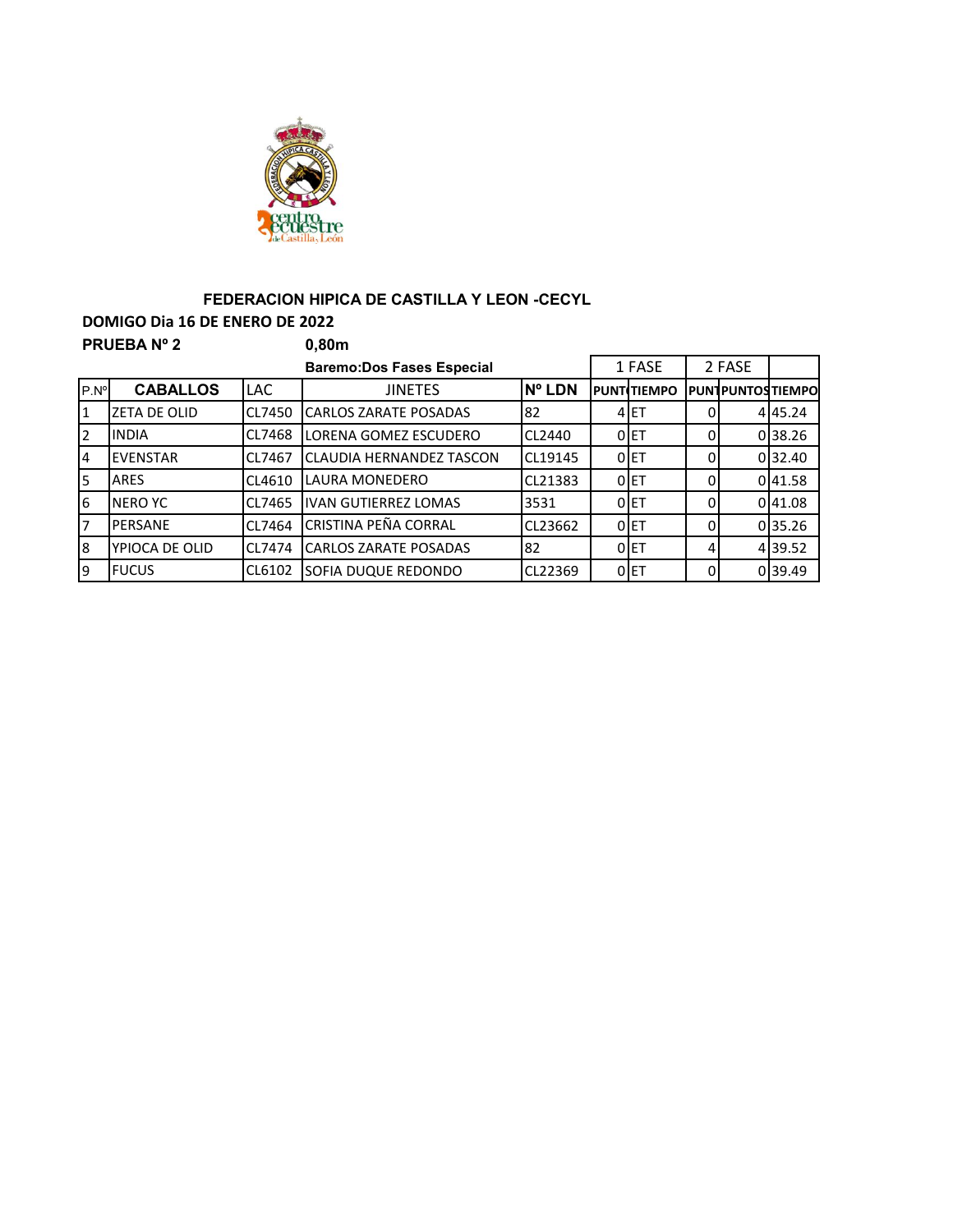### FEDERACION HIPICA DE CASTILLA Y LEON -CECYL

**DOMIGO Dia 16 DE ENERO DE 2022**

**PRUEBA Nº 2** **0,80m**

**Baremo:Dos Fases Especial**

| P.Nº | CABALLOS | LAC | JINETES | Nº LDN | 1 FASE | | 2 FASE | | |
|---|---|---|---|---|---|---|---|---|---|
| | | | | | PUNTOS | TIEMPO | PUNTOS | PUNTOS | TIEMPO |
| 1 | ZETA DE OLID | CL7450 | CARLOS ZARATE POSADAS | 82 | 4 | ET | 0 | 4 | 45.24 |
| 2 | INDIA | CL7468 | LORENA GOMEZ ESCUDERO | CL2440 | 0 | ET | 0 | 0 | 38.26 |
| 4 | EVENSTAR | CL7467 | CLAUDIA HERNANDEZ TASCON | CL19145 | 0 | ET | 0 | 0 | 32.40 |
| 5 | ARES | CL4610 | LAURA MONEDERO | CL21383 | 0 | ET | 0 | 0 | 41.58 |
| 6 | NERO YC | CL7465 | IVAN GUTIERREZ LOMAS | 3531 | 0 | ET | 0 | 0 | 41.08 |
| 7 | PERSANE | CL7464 | CRISTINA PEÑA CORRAL | CL23662 | 0 | ET | 0 | 0 | 35.26 |
| 8 | YPIOCA DE OLID | CL7474 | CARLOS ZARATE POSADAS | 82 | 0 | ET | 4 | 4 | 39.52 |
| 9 | FUCUS | CL6102 | SOFIA DUQUE REDONDO | CL22369 | 0 | ET | 0 | 0 | 39.49 |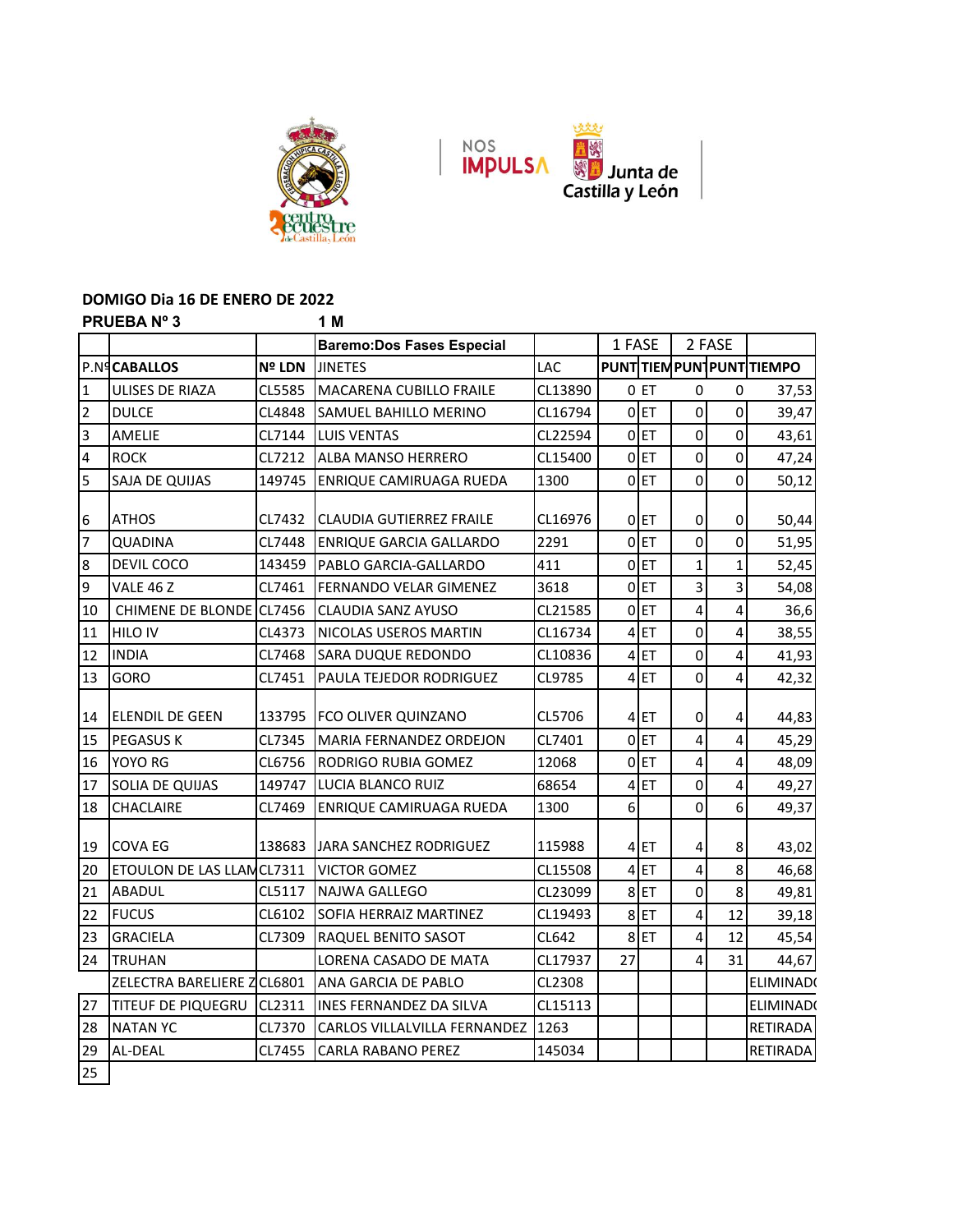**DOMIGO Dia 16 DE ENERO DE 2022**

**PRUEBA Nº 3** **1 M**

| | | | **Baremo:Dos Fases Especial** | | 1 FASE | | 2 FASE | | |
|---|---|---|---|---|---|---|---|---|---|
| P.Nº | **CABALLOS** | Nº LDN | JINETES | LAC | PUNT | TIEM | PUN | PUNT | TIEMPO |
| 1 | ULISES DE RIAZA | CL5585 | MACARENA CUBILLO FRAILE | CL13890 | 0 | ET | 0 | 0 | 37,53 |
| 2 | DULCE | CL4848 | SAMUEL BAHILLO MERINO | CL16794 | 0 | ET | 0 | 0 | 39,47 |
| 3 | AMELIE | CL7144 | LUIS VENTAS | CL22594 | 0 | ET | 0 | 0 | 43,61 |
| 4 | ROCK | CL7212 | ALBA MANSO HERRERO | CL15400 | 0 | ET | 0 | 0 | 47,24 |
| 5 | SAJA DE QUIJAS | 149745 | ENRIQUE CAMIRUAGA RUEDA | 1300 | 0 | ET | 0 | 0 | 50,12 |
| 6 | ATHOS | CL7432 | CLAUDIA GUTIERREZ FRAILE | CL16976 | 0 | ET | 0 | 0 | 50,44 |
| 7 | QUADINA | CL7448 | ENRIQUE GARCIA GALLARDO | 2291 | 0 | ET | 0 | 0 | 51,95 |
| 8 | DEVIL COCO | 143459 | PABLO GARCIA-GALLARDO | 411 | 0 | ET | 1 | 1 | 52,45 |
| 9 | VALE 46 Z | CL7461 | FERNANDO VELAR GIMENEZ | 3618 | 0 | ET | 3 | 3 | 54,08 |
| 10 | CHIMENE DE BLONDE | CL7456 | CLAUDIA SANZ AYUSO | CL21585 | 0 | ET | 4 | 4 | 36,6 |
| 11 | HILO IV | CL4373 | NICOLAS USEROS MARTIN | CL16734 | 4 | ET | 0 | 4 | 38,55 |
| 12 | INDIA | CL7468 | SARA DUQUE REDONDO | CL10836 | 4 | ET | 0 | 4 | 41,93 |
| 13 | GORO | CL7451 | PAULA TEJEDOR RODRIGUEZ | CL9785 | 4 | ET | 0 | 4 | 42,32 |
| 14 | ELENDIL DE GEEN | 133795 | FCO OLIVER QUINZANO | CL5706 | 4 | ET | 0 | 4 | 44,83 |
| 15 | PEGASUS K | CL7345 | MARIA FERNANDEZ ORDEJON | CL7401 | 0 | ET | 4 | 4 | 45,29 |
| 16 | YOYO RG | CL6756 | RODRIGO RUBIA GOMEZ | 12068 | 0 | ET | 4 | 4 | 48,09 |
| 17 | SOLIA DE QUIJAS | 149747 | LUCIA BLANCO RUIZ | 68654 | 4 | ET | 0 | 4 | 49,27 |
| 18 | CHACLAIRE | CL7469 | ENRIQUE CAMIRUAGA RUEDA | 1300 | 6 | | 0 | 6 | 49,37 |
| 19 | COVA EG | 138683 | JARA SANCHEZ RODRIGUEZ | 115988 | 4 | ET | 4 | 8 | 43,02 |
| 20 | ETOULON DE LAS LLAN | CL7311 | VICTOR GOMEZ | CL15508 | 4 | ET | 4 | 8 | 46,68 |
| 21 | ABADUL | CL5117 | NAJWA GALLEGO | CL23099 | 8 | ET | 0 | 8 | 49,81 |
| 22 | FUCUS | CL6102 | SOFIA HERRAIZ MARTINEZ | CL19493 | 8 | ET | 4 | 12 | 39,18 |
| 23 | GRACIELA | CL7309 | RAQUEL BENITO SASOT | CL642 | 8 | ET | 4 | 12 | 45,54 |
| 24 | TRUHAN | | LORENA CASADO DE MATA | CL17937 | 27 | | 4 | 31 | 44,67 |
| | ZELECTRA BARELIERE Z | CL6801 | ANA GARCIA DE PABLO | CL2308 | | | | | ELIMINADO |
| 27 | TITEUF DE PIQUEGRU | CL2311 | INES FERNANDEZ DA SILVA | CL15113 | | | | | ELIMINADO |
| 28 | NATAN YC | CL7370 | CARLOS VILLALVILLA FERNANDEZ | 1263 | | | | | RETIRADA |
| 29 | AL-DEAL | CL7455 | CARLA RABANO PEREZ | 145034 | | | | | RETIRADA |
| 25 | | | | | | | | | |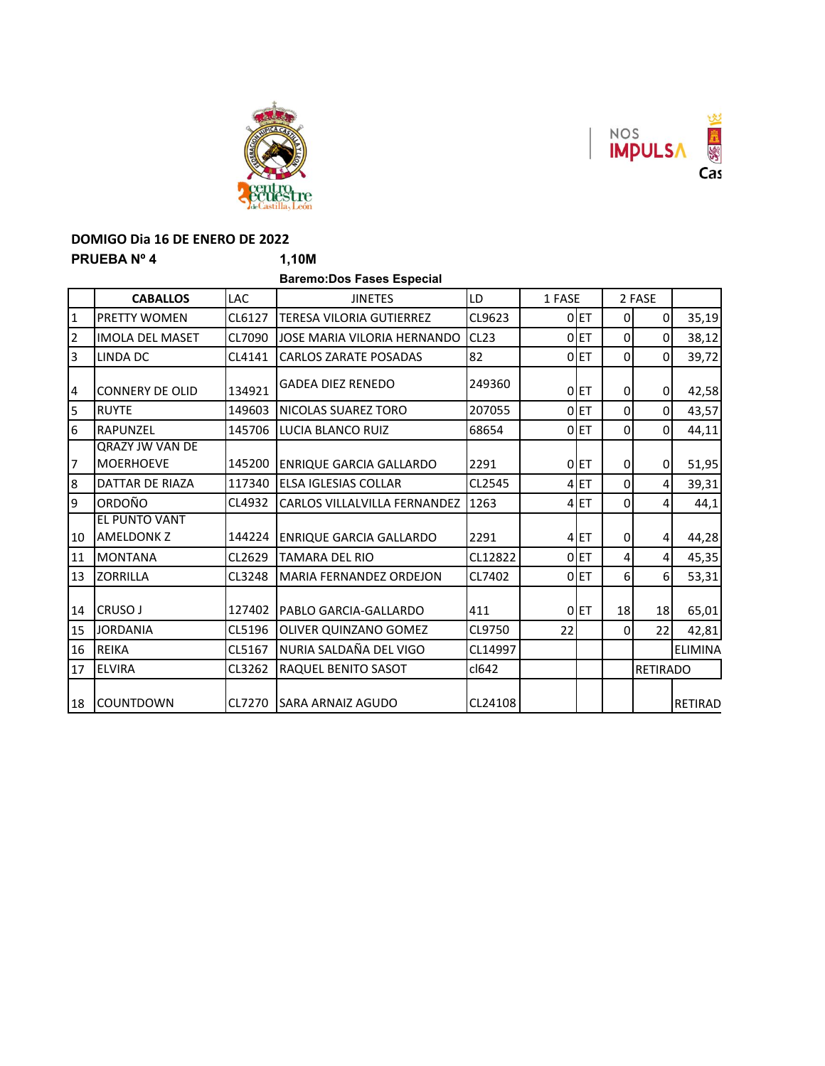**DOMIGO Dia 16 DE ENERO DE 2022**

**PRUEBA Nº 4** **1,10M**

**Baremo:Dos Fases Especial**

| | CABALLOS | LAC | JINETES | LD | 1 FASE | | 2 FASE | | |
|---|---|---|---|---|---|---|---|---|---|
| 1 | PRETTY WOMEN | CL6127 | TERESA VILORIA GUTIERREZ | CL9623 | 0 | ET | 0 | 0 | 35,19 |
| 2 | IMOLA DEL MASET | CL7090 | JOSE MARIA VILORIA HERNANDO | CL23 | 0 | ET | 0 | 0 | 38,12 |
| 3 | LINDA DC | CL4141 | CARLOS ZARATE POSADAS | 82 | 0 | ET | 0 | 0 | 39,72 |
| 4 | CONNERY DE OLID | 134921 | GADEA DIEZ RENEDO | 249360 | 0 | ET | 0 | 0 | 42,58 |
| 5 | RUYTE | 149603 | NICOLAS SUAREZ TORO | 207055 | 0 | ET | 0 | 0 | 43,57 |
| 6 | RAPUNZEL | 145706 | LUCIA BLANCO RUIZ | 68654 | 0 | ET | 0 | 0 | 44,11 |
| 7 | QRAZY JW VAN DE MOERHOEVE | 145200 | ENRIQUE GARCIA GALLARDO | 2291 | 0 | ET | 0 | 0 | 51,95 |
| 8 | DATTAR DE RIAZA | 117340 | ELSA IGLESIAS COLLAR | CL2545 | 4 | ET | 0 | 4 | 39,31 |
| 9 | ORDOÑO | CL4932 | CARLOS VILLALVILLA FERNANDEZ | 1263 | 4 | ET | 0 | 4 | 44,1 |
| 10 | EL PUNTO VANT AMELDONK Z | 144224 | ENRIQUE GARCIA GALLARDO | 2291 | 4 | ET | 0 | 4 | 44,28 |
| 11 | MONTANA | CL2629 | TAMARA DEL RIO | CL12822 | 0 | ET | 4 | 4 | 45,35 |
| 13 | ZORRILLA | CL3248 | MARIA FERNANDEZ ORDEJON | CL7402 | 0 | ET | 6 | 6 | 53,31 |
| 14 | CRUSO J | 127402 | PABLO GARCIA-GALLARDO | 411 | 0 | ET | 18 | 18 | 65,01 |
| 15 | JORDANIA | CL5196 | OLIVER QUINZANO GOMEZ | CL9750 | 22 | | 0 | 22 | 42,81 |
| 16 | REIKA | CL5167 | NURIA SALDAÑA DEL VIGO | CL14997 | | | | | ELIMINA |
| 17 | ELVIRA | CL3262 | RAQUEL BENITO SASOT | cl642 | | | | RETIRADO | |
| 18 | COUNTDOWN | CL7270 | SARA ARNAIZ AGUDO | CL24108 | | | | | RETIRAD |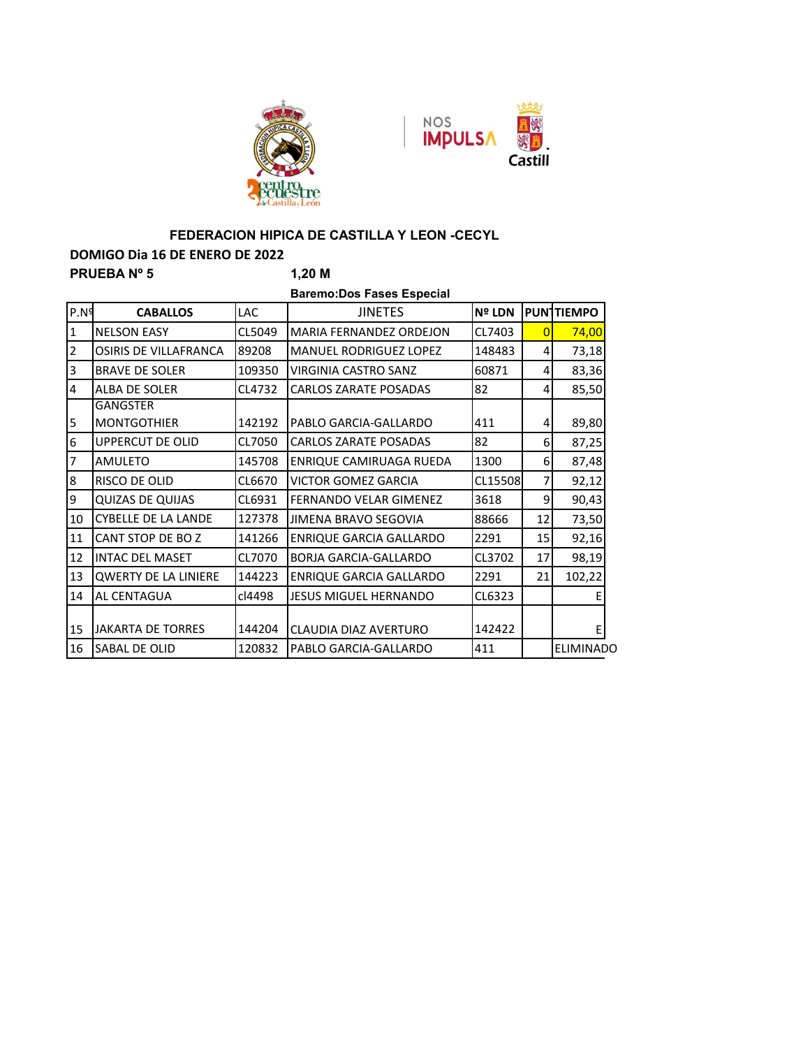## FEDERACION HIPICA DE CASTILLA Y LEON -CECYL

**DOMIGO Dia 16 DE ENERO DE 2022**

**PRUEBA Nº 5** **1,20 M**

**Baremo:Dos Fases Especial**

| P.Nº | CABALLOS | LAC | JINETES | Nº LDN | PUNT | TIEMPO |
|---|---|---|---|---|---|---|
| 1 | NELSON EASY | CL5049 | MARIA FERNANDEZ ORDEJON | CL7403 | 0 | 74,00 |
| 2 | OSIRIS DE VILLAFRANCA | 89208 | MANUEL RODRIGUEZ LOPEZ | 148483 | 4 | 73,18 |
| 3 | BRAVE DE SOLER | 109350 | VIRGINIA CASTRO SANZ | 60871 | 4 | 83,36 |
| 4 | ALBA DE SOLER | CL4732 | CARLOS ZARATE POSADAS | 82 | 4 | 85,50 |
| 5 | GANGSTER MONTGOTHIER | 142192 | PABLO GARCIA-GALLARDO | 411 | 4 | 89,80 |
| 6 | UPPERCUT DE OLID | CL7050 | CARLOS ZARATE POSADAS | 82 | 6 | 87,25 |
| 7 | AMULETO | 145708 | ENRIQUE CAMIRUAGA RUEDA | 1300 | 6 | 87,48 |
| 8 | RISCO DE OLID | CL6670 | VICTOR GOMEZ GARCIA | CL15508 | 7 | 92,12 |
| 9 | QUIZAS DE QUIJAS | CL6931 | FERNANDO VELAR GIMENEZ | 3618 | 9 | 90,43 |
| 10 | CYBELLE DE LA LANDE | 127378 | JIMENA BRAVO SEGOVIA | 88666 | 12 | 73,50 |
| 11 | CANT STOP DE BO Z | 141266 | ENRIQUE GARCIA GALLARDO | 2291 | 15 | 92,16 |
| 12 | INTAC DEL MASET | CL7070 | BORJA GARCIA-GALLARDO | CL3702 | 17 | 98,19 |
| 13 | QWERTY DE LA LINIERE | 144223 | ENRIQUE GARCIA GALLARDO | 2291 | 21 | 102,22 |
| 14 | AL CENTAGUA | cl4498 | JESUS MIGUEL HERNANDO | CL6323 | | E |
| 15 | JAKARTA DE TORRES | 144204 | CLAUDIA DIAZ AVERTURO | 142422 | | E |
| 16 | SABAL DE OLID | 120832 | PABLO GARCIA-GALLARDO | 411 | | ELIMINADO |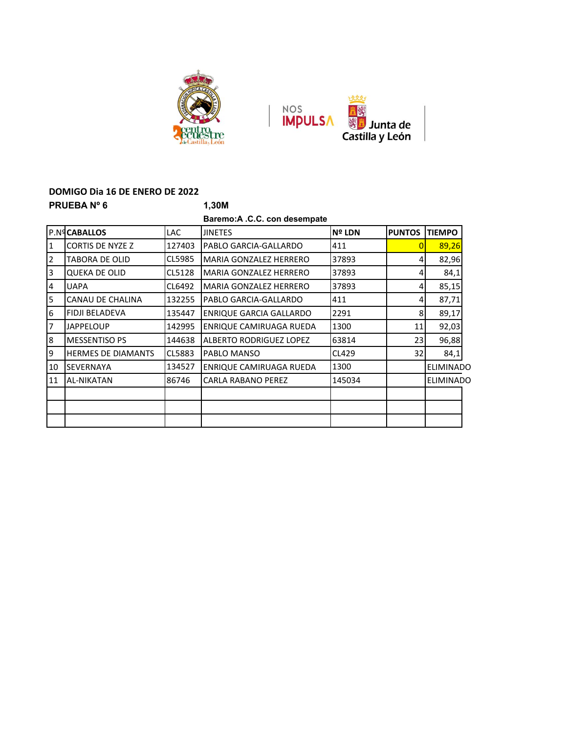**DOMIGO Dia 16 DE ENERO DE 2022**

**PRUEBA Nº 6** **1,30M**

**Baremo:A .C.C. con desempate**

| P.Nº | CABALLOS | LAC | JINETES | Nº LDN | PUNTOS | TIEMPO |
|---|---|---|---|---|---|---|
| 1 | CORTIS DE NYZE Z | 127403 | PABLO GARCIA-GALLARDO | 411 | 0 | 89,26 |
| 2 | TABORA DE OLID | CL5985 | MARIA GONZALEZ HERRERO | 37893 | 4 | 82,96 |
| 3 | QUEKA DE OLID | CL5128 | MARIA GONZALEZ HERRERO | 37893 | 4 | 84,1 |
| 4 | UAPA | CL6492 | MARIA GONZALEZ HERRERO | 37893 | 4 | 85,15 |
| 5 | CANAU DE CHALINA | 132255 | PABLO GARCIA-GALLARDO | 411 | 4 | 87,71 |
| 6 | FIDJI BELADEVA | 135447 | ENRIQUE GARCIA GALLARDO | 2291 | 8 | 89,17 |
| 7 | JAPPELOUP | 142995 | ENRIQUE CAMIRUAGA RUEDA | 1300 | 11 | 92,03 |
| 8 | MESSENTISO PS | 144638 | ALBERTO RODRIGUEZ LOPEZ | 63814 | 23 | 96,88 |
| 9 | HERMES DE DIAMANTS | CL5883 | PABLO MANSO | CL429 | 32 | 84,1 |
| 10 | SEVERNAYA | 134527 | ENRIQUE CAMIRUAGA RUEDA | 1300 | | ELIMINADO |
| 11 | AL-NIKATAN | 86746 | CARLA RABANO PEREZ | 145034 | | ELIMINADO |
| | | | | | | |
| | | | | | | |
| | | | | | | |